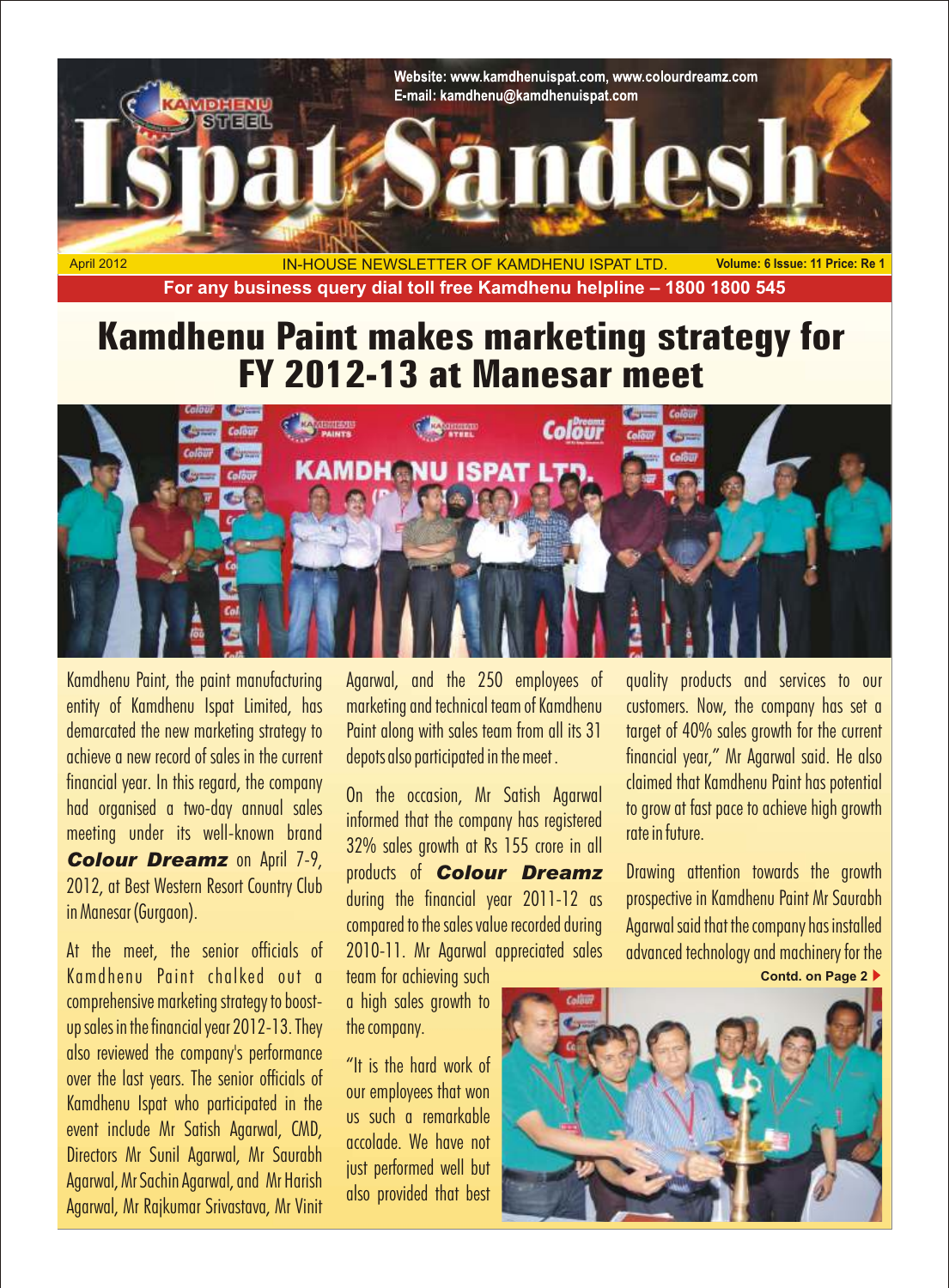Website: www.kamdhenuispat.com, www.colourdreamz.com
E-mail: kamdhenu@kamdhenuispat.com

# Ispat Sandesh

April 2012 IN-HOUSE NEWSLETTER OF KAMDHENU ISPAT LTD. Volume: 6 Issue: 11 Price: Re 1

**For any business query dial toll free Kamdhenu helpline – 1800 1800 545**

# Kamdhenu Paint makes marketing strategy for FY 2012-13 at Manesar meet

Kamdhenu Paint, the paint manufacturing entity of Kamdhenu Ispat Limited, has demarcated the new marketing strategy to achieve a new record of sales in the current financial year. In this regard, the company had organised a two-day annual sales meeting under its well-known brand ***Colour Dreamz*** on April 7-9, 2012, at Best Western Resort Country Club in Manesar (Gurgaon).

At the meet, the senior officials of Kamdhenu Paint chalked out a comprehensive marketing strategy to boost-up sales in the financial year 2012-13. They also reviewed the company's performance over the last years. The senior officials of Kamdhenu Ispat who participated in the event include Mr Satish Agarwal, CMD, Directors Mr Sunil Agarwal, Mr Saurabh Agarwal, Mr Sachin Agarwal, and Mr Harish Agarwal, Mr Rajkumar Srivastava, Mr Vinit Agarwal, and the 250 employees of marketing and technical team of Kamdhenu Paint along with sales team from all its 31 depots also participated in the meet.

On the occasion, Mr Satish Agarwal informed that the company has registered 32% sales growth at Rs 155 crore in all products of ***Colour Dreamz*** during the financial year 2011-12 as compared to the sales value recorded during 2010-11. Mr Agarwal appreciated sales team for achieving such a high sales growth to the company.

"It is the hard work of our employees that won us such a remarkable accolade. We have not just performed well but also provided that best quality products and services to our customers. Now, the company has set a target of 40% sales growth for the current financial year," Mr Agarwal said. He also claimed that Kamdhenu Paint has potential to grow at fast pace to achieve high growth rate in future.

Drawing attention towards the growth prospective in Kamdhenu Paint Mr Saurabh Agarwal said that the company has installed advanced technology and machinery for the

**Contd. on Page 2**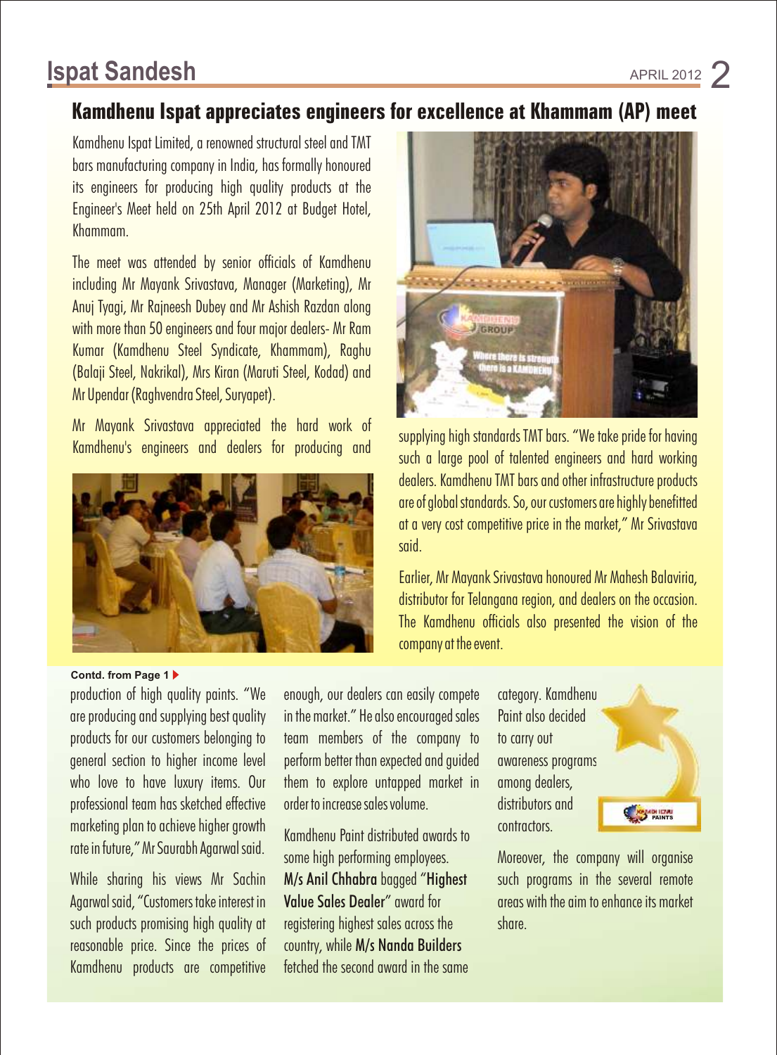## Kamdhenu Ispat appreciates engineers for excellence at Khammam (AP) meet

Kamdhenu Ispat Limited, a renowned structural steel and TMT bars manufacturing company in India, has formally honoured its engineers for producing high quality products at the Engineer's Meet held on 25th April 2012 at Budget Hotel, Khammam.

The meet was attended by senior officials of Kamdhenu including Mr Mayank Srivastava, Manager (Marketing), Mr Anuj Tyagi, Mr Rajneesh Dubey and Mr Ashish Razdan along with more than 50 engineers and four major dealers- Mr Ram Kumar (Kamdhenu Steel Syndicate, Khammam), Raghu (Balaji Steel, Nakrikal), Mrs Kiran (Maruti Steel, Kodad) and Mr Upendar (Raghvendra Steel, Suryapet).

Mr Mayank Srivastava appreciated the hard work of Kamdhenu's engineers and dealers for producing and supplying high standards TMT bars. "We take pride for having such a large pool of talented engineers and hard working dealers. Kamdhenu TMT bars and other infrastructure products are of global standards. So, our customers are highly benefitted at a very cost competitive price in the market," Mr Srivastava said.

Earlier, Mr Mayank Srivastava honoured Mr Mahesh Balaviria, distributor for Telangana region, and dealers on the occasion. The Kamdhenu officials also presented the vision of the company at the event.

**Contd. from Page 1**

production of high quality paints. "We are producing and supplying best quality products for our customers belonging to general section to higher income level who love to have luxury items. Our professional team has sketched effective marketing plan to achieve higher growth rate in future," Mr Saurabh Agarwal said.

While sharing his views Mr Sachin Agarwal said, "Customers take interest in such products promising high quality at reasonable price. Since the prices of Kamdhenu products are competitive enough, our dealers can easily compete in the market." He also encouraged sales team members of the company to perform better than expected and guided them to explore untapped market in order to increase sales volume.

Kamdhenu Paint distributed awards to some high performing employees. **M/s Anil Chhabra** bagged "**Highest Value Sales Dealer**" award for registering highest sales across the country, while **M/s Nanda Builders** fetched the second award in the same category. Kamdhenu Paint also decided to carry out awareness programs among dealers, distributors and contractors.

Moreover, the company will organise such programs in the several remote areas with the aim to enhance its market share.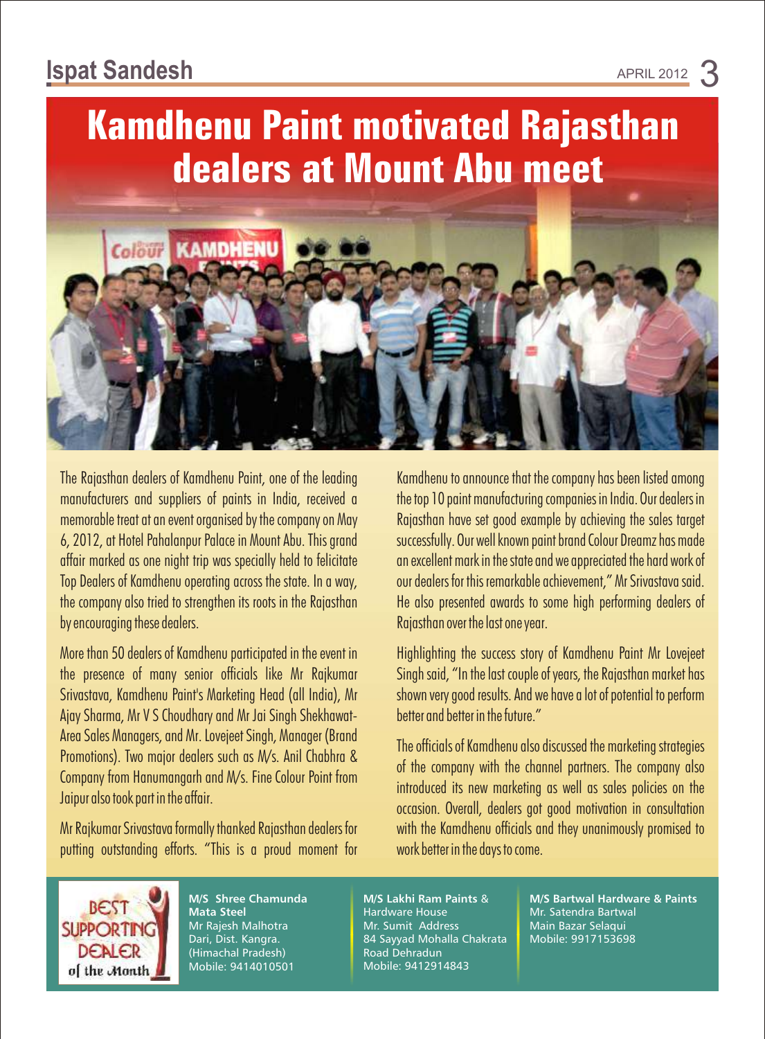# Kamdhenu Paint motivated Rajasthan dealers at Mount Abu meet

The Rajasthan dealers of Kamdhenu Paint, one of the leading manufacturers and suppliers of paints in India, received a memorable treat at an event organised by the company on May 6, 2012, at Hotel Pahalanpur Palace in Mount Abu. This grand affair marked as one night trip was specially held to felicitate Top Dealers of Kamdhenu operating across the state. In a way, the company also tried to strengthen its roots in the Rajasthan by encouraging these dealers.

More than 50 dealers of Kamdhenu participated in the event in the presence of many senior officials like Mr Rajkumar Srivastava, Kamdhenu Paint's Marketing Head (all India), Mr Ajay Sharma, Mr V S Choudhary and Mr Jai Singh Shekhawat-Area Sales Managers, and Mr. Lovejeet Singh, Manager (Brand Promotions). Two major dealers such as M/s. Anil Chabhra & Company from Hanumangarh and M/s. Fine Colour Point from Jaipur also took part in the affair.

Mr Rajkumar Srivastava formally thanked Rajasthan dealers for putting outstanding efforts. "This is a proud moment for Kamdhenu to announce that the company has been listed among the top 10 paint manufacturing companies in India. Our dealers in Rajasthan have set good example by achieving the sales target successfully. Our well known paint brand Colour Dreamz has made an excellent mark in the state and we appreciated the hard work of our dealers for this remarkable achievement," Mr Srivastava said. He also presented awards to some high performing dealers of Rajasthan over the last one year.

Highlighting the success story of Kamdhenu Paint Mr Lovejeet Singh said, "In the last couple of years, the Rajasthan market has shown very good results. And we have a lot of potential to perform better and better in the future."

The officials of Kamdhenu also discussed the marketing strategies of the company with the channel partners. The company also introduced its new marketing as well as sales policies on the occasion. Overall, dealers got good motivation in consultation with the Kamdhenu officials and they unanimously promised to work better in the days to come.

**BEST SUPPORTING DEALER of the Month**

**M/S Shree Chamunda Mata Steel**
Mr Rajesh Malhotra
Dari, Dist. Kangra.
(Himachal Pradesh)
Mobile: 9414010501

**M/S Lakhi Ram Paints** & Hardware House
Mr. Sumit Address
84 Sayyad Mohalla Chakrata Road Dehradun
Mobile: 9412914843

**M/S Bartwal Hardware & Paints**
Mr. Satendra Bartwal
Main Bazar Selaqui
Mobile: 9917153698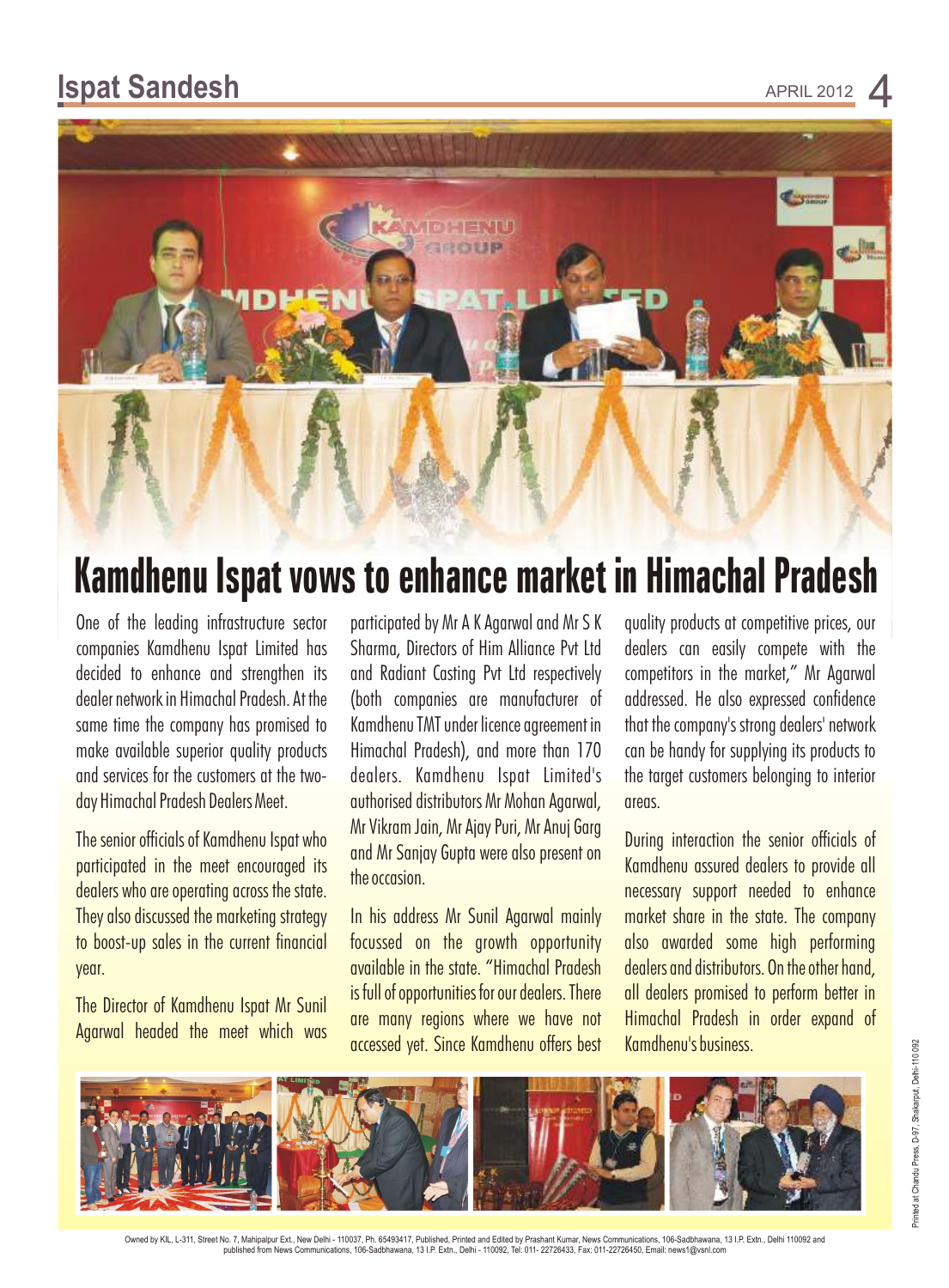# Kamdhenu Ispat vows to enhance market in Himachal Pradesh

One of the leading infrastructure sector companies Kamdhenu Ispat Limited has decided to enhance and strengthen its dealer network in Himachal Pradesh. At the same time the company has promised to make available superior quality products and services for the customers at the two-day Himachal Pradesh Dealers Meet.

The senior officials of Kamdhenu Ispat who participated in the meet encouraged its dealers who are operating across the state. They also discussed the marketing strategy to boost-up sales in the current financial year.

The Director of Kamdhenu Ispat Mr Sunil Agarwal headed the meet which was participated by Mr A K Agarwal and Mr S K Sharma, Directors of Him Alliance Pvt Ltd and Radiant Casting Pvt Ltd respectively (both companies are manufacturer of Kamdhenu TMT under licence agreement in Himachal Pradesh), and more than 170 dealers. Kamdhenu Ispat Limited's authorised distributors Mr Mohan Agarwal, Mr Vikram Jain, Mr Ajay Puri, Mr Anuj Garg and Mr Sanjay Gupta were also present on the occasion.

In his address Mr Sunil Agarwal mainly focussed on the growth opportunity available in the state. "Himachal Pradesh is full of opportunities for our dealers. There are many regions where we have not accessed yet. Since Kamdhenu offers best quality products at competitive prices, our dealers can easily compete with the competitors in the market," Mr Agarwal addressed. He also expressed confidence that the company's strong dealers' network can be handy for supplying its products to the target customers belonging to interior areas.

During interaction the senior officials of Kamdhenu assured dealers to provide all necessary support needed to enhance market share in the state. The company also awarded some high performing dealers and distributors. On the other hand, all dealers promised to perform better in Himachal Pradesh in order expand of Kamdhenu's business.

Owned by KIL, L-311, Street No. 7, Mahipalpur Ext., New Delhi - 110037, Ph. 65493417, Published, Printed and Edited by Prashant Kumar, News Communications, 106-Sadbhawana, 13 I.P. Extn., Delhi 110092 and published from News Communications, 106-Sadbhawana, 13 I.P. Extn., Delhi - 110092, Tel: 011- 22726433, Fax: 011-22726450, Email: news1@vsnl.com

Printed at Chandu Press, D-97, Shakarpur, Delhi-110 092